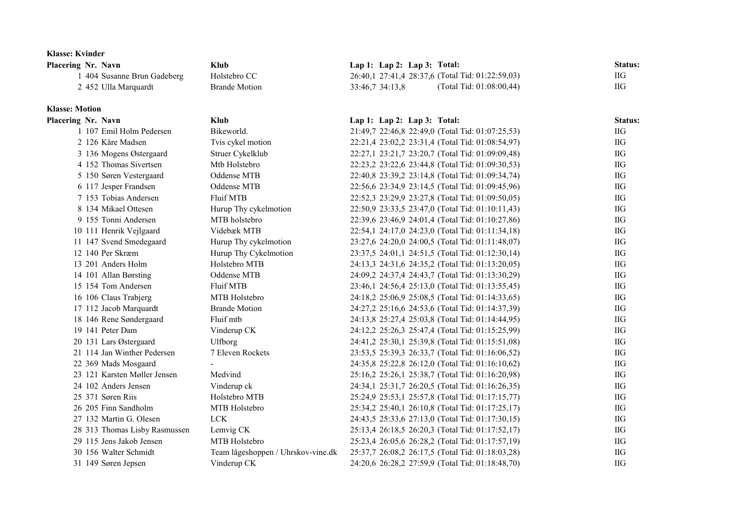**Klasse: Kvinder**

| Placering | Nr. | Navn | Klub | Lap 1: | Lap 2: | Lap 3: | Total: | Status: |
|---|---|---|---|---|---|---|---|---|
| 1 | 404 | Susanne Brun Gadeberg | Holstebro CC | 26:40,1 | 27:41,4 | 28:37,6 | (Total Tid: 01:22:59,03) | IIG |
| 2 | 452 | Ulla Marquardt | Brande Motion | 33:46,7 | 34:13,8 | | (Total Tid: 01:08:00,44) | IIG |

**Klasse: Motion**

| Placering | Nr. | Navn | Klub | Lap 1: | Lap 2: | Lap 3: | Total: | Status: |
|---|---|---|---|---|---|---|---|---|
| 1 | 107 | Emil Holm Pedersen | Bikeworld. | 21:49,7 | 22:46,8 | 22:49,0 | (Total Tid: 01:07:25,53) | IIG |
| 2 | 126 | Kåre Madsen | Tvis cykel motion | 22:21,4 | 23:02,2 | 23:31,4 | (Total Tid: 01:08:54,97) | IIG |
| 3 | 136 | Mogens Østergaard | Struer Cykelklub | 22:27,1 | 23:21,7 | 23:20,7 | (Total Tid: 01:09:09,48) | IIG |
| 4 | 152 | Thomas Sivertsen | Mtb Holstebro | 22:23,2 | 23:22,6 | 23:44,8 | (Total Tid: 01:09:30,53) | IIG |
| 5 | 150 | Søren Vestergaard | Oddense MTB | 22:40,8 | 23:39,2 | 23:14,8 | (Total Tid: 01:09:34,74) | IIG |
| 6 | 117 | Jesper Frandsen | Oddense MTB | 22:56,6 | 23:34,9 | 23:14,5 | (Total Tid: 01:09:45,96) | IIG |
| 7 | 153 | Tobias Andersen | Fluif MTB | 22:52,3 | 23:29,9 | 23:27,8 | (Total Tid: 01:09:50,05) | IIG |
| 8 | 134 | Mikael Ottesen | Hurup Thy cykelmotion | 22:50,9 | 23:33,5 | 23:47,0 | (Total Tid: 01:10:11,43) | IIG |
| 9 | 155 | Tonni Andersen | MTB holstebro | 22:39,6 | 23:46,9 | 24:01,4 | (Total Tid: 01:10:27,86) | IIG |
| 10 | 111 | Henrik Vejlgaard | Videbæk MTB | 22:54,1 | 24:17,0 | 24:23,0 | (Total Tid: 01:11:34,18) | IIG |
| 11 | 147 | Svend Smedegaard | Hurup Thy cykelmotion | 23:27,6 | 24:20,0 | 24:00,5 | (Total Tid: 01:11:48,07) | IIG |
| 12 | 140 | Per Skræm | Hurup Thy Cykelmotion | 23:37,5 | 24:01,1 | 24:51,5 | (Total Tid: 01:12:30,14) | IIG |
| 13 | 201 | Anders Holm | Holstebro MTB | 24:13,3 | 24:31,6 | 24:35,2 | (Total Tid: 01:13:20,05) | IIG |
| 14 | 101 | Allan Børsting | Oddense MTB | 24:09,2 | 24:37,4 | 24:43,7 | (Total Tid: 01:13:30,29) | IIG |
| 15 | 154 | Tom Andersen | Fluif MTB | 23:46,1 | 24:56,4 | 25:13,0 | (Total Tid: 01:13:55,45) | IIG |
| 16 | 106 | Claus Trabjerg | MTB Holstebro | 24:18,2 | 25:06,9 | 25:08,5 | (Total Tid: 01:14:33,65) | IIG |
| 17 | 112 | Jacob Marquardt | Brande Motion | 24:27,2 | 25:16,6 | 24:53,6 | (Total Tid: 01:14:37,39) | IIG |
| 18 | 146 | Rene Søndergaard | Fluif mtb | 24:13,8 | 25:27,4 | 25:03,8 | (Total Tid: 01:14:44,95) | IIG |
| 19 | 141 | Peter Dam | Vinderup CK | 24:12,2 | 25:26,3 | 25:47,4 | (Total Tid: 01:15:25,99) | IIG |
| 20 | 131 | Lars Østergaard | Ulfborg | 24:41,2 | 25:30,1 | 25:39,8 | (Total Tid: 01:15:51,08) | IIG |
| 21 | 114 | Jan Winther Pedersen | 7 Eleven Rockets | 23:53,5 | 25:39,3 | 26:33,7 | (Total Tid: 01:16:06,52) | IIG |
| 22 | 369 | Mads Mosgaard | - | 24:35,8 | 25:22,8 | 26:12,0 | (Total Tid: 01:16:10,62) | IIG |
| 23 | 121 | Karsten Møller Jensen | Medvind | 25:16,2 | 25:26,1 | 25:38,7 | (Total Tid: 01:16:20,98) | IIG |
| 24 | 102 | Anders Jensen | Vinderup ck | 24:34,1 | 25:31,7 | 26:20,5 | (Total Tid: 01:16:26,35) | IIG |
| 25 | 371 | Søren Riis | Holstebro MTB | 25:24,9 | 25:53,1 | 25:57,8 | (Total Tid: 01:17:15,77) | IIG |
| 26 | 205 | Finn Sandholm | MTB Holstebro | 25:34,2 | 25:40,1 | 26:10,8 | (Total Tid: 01:17:25,17) | IIG |
| 27 | 132 | Martin G. Olesen | LCK | 24:43,5 | 25:33,6 | 27:13,0 | (Total Tid: 01:17:30,15) | IIG |
| 28 | 313 | Thomas Lisby Rasmussen | Lemvig CK | 25:13,4 | 26:18,5 | 26:20,3 | (Total Tid: 01:17:52,17) | IIG |
| 29 | 115 | Jens Jakob Jensen | MTB Holstebro | 25:23,4 | 26:05,6 | 26:28,2 | (Total Tid: 01:17:57,19) | IIG |
| 30 | 156 | Walter Schmidt | Team lågeshoppen / Uhrskov-vine.dk | 25:37,7 | 26:08,2 | 26:17,5 | (Total Tid: 01:18:03,28) | IIG |
| 31 | 149 | Søren Jepsen | Vinderup CK | 24:20,6 | 26:28,2 | 27:59,9 | (Total Tid: 01:18:48,70) | IIG |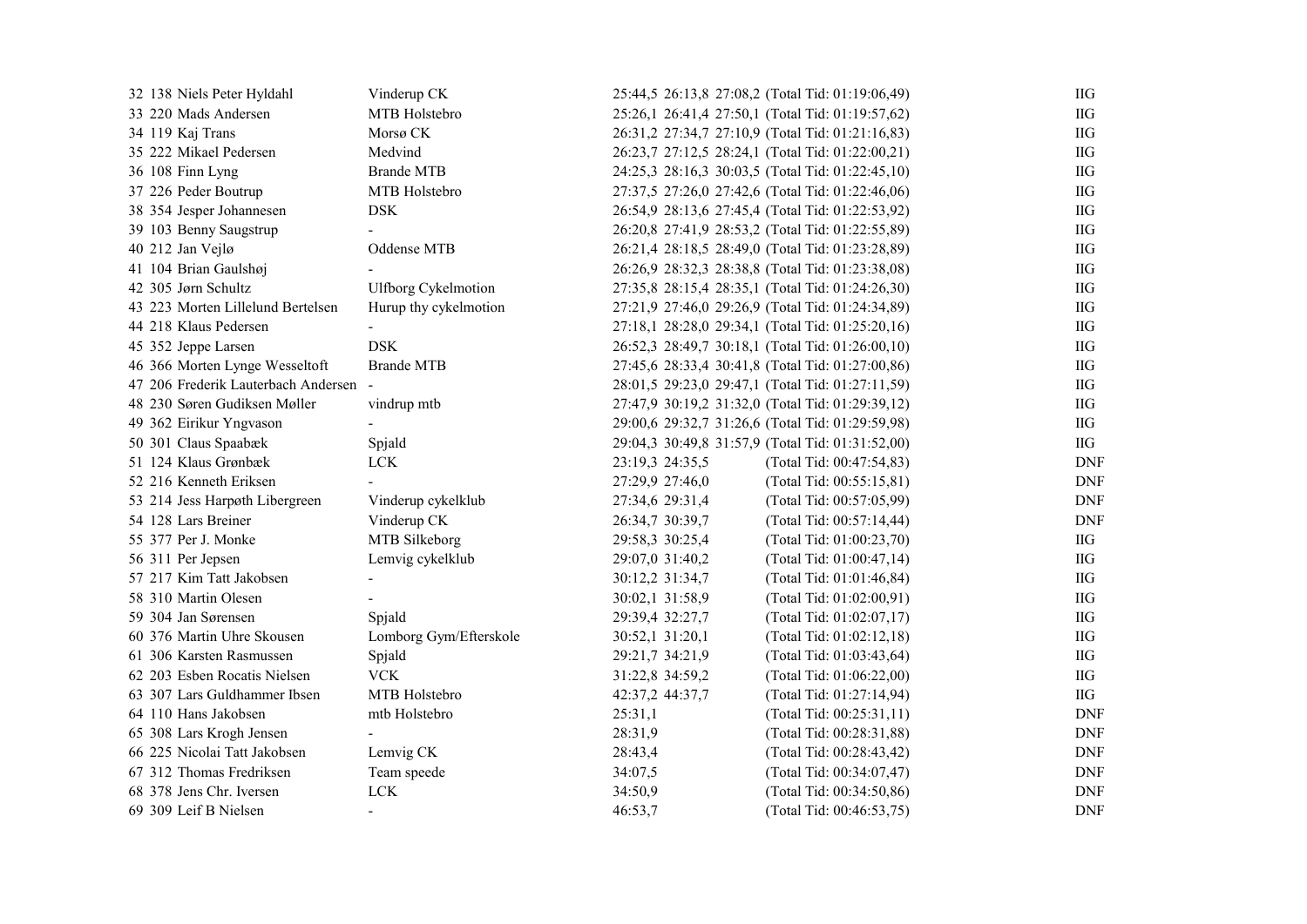| | | | | | | | |
|---|---|---|---|---|---|---|---|
| 32 | 138 | Niels Peter Hyldahl | Vinderup CK | 25:44,5 | 26:13,8 | 27:08,2 (Total Tid: 01:19:06,49) | IIG |
| 33 | 220 | Mads Andersen | MTB Holstebro | 25:26,1 | 26:41,4 | 27:50,1 (Total Tid: 01:19:57,62) | IIG |
| 34 | 119 | Kaj Trans | Morsø CK | 26:31,2 | 27:34,7 | 27:10,9 (Total Tid: 01:21:16,83) | IIG |
| 35 | 222 | Mikael Pedersen | Medvind | 26:23,7 | 27:12,5 | 28:24,1 (Total Tid: 01:22:00,21) | IIG |
| 36 | 108 | Finn Lyng | Brande MTB | 24:25,3 | 28:16,3 | 30:03,5 (Total Tid: 01:22:45,10) | IIG |
| 37 | 226 | Peder Boutrup | MTB Holstebro | 27:37,5 | 27:26,0 | 27:42,6 (Total Tid: 01:22:46,06) | IIG |
| 38 | 354 | Jesper Johannesen | DSK | 26:54,9 | 28:13,6 | 27:45,4 (Total Tid: 01:22:53,92) | IIG |
| 39 | 103 | Benny Saugstrup | - | 26:20,8 | 27:41,9 | 28:53,2 (Total Tid: 01:22:55,89) | IIG |
| 40 | 212 | Jan Vejlø | Oddense MTB | 26:21,4 | 28:18,5 | 28:49,0 (Total Tid: 01:23:28,89) | IIG |
| 41 | 104 | Brian Gaulshøj | - | 26:26,9 | 28:32,3 | 28:38,8 (Total Tid: 01:23:38,08) | IIG |
| 42 | 305 | Jørn Schultz | Ulfborg Cykelmotion | 27:35,8 | 28:15,4 | 28:35,1 (Total Tid: 01:24:26,30) | IIG |
| 43 | 223 | Morten Lillelund Bertelsen | Hurup thy cykelmotion | 27:21,9 | 27:46,0 | 29:26,9 (Total Tid: 01:24:34,89) | IIG |
| 44 | 218 | Klaus Pedersen | - | 27:18,1 | 28:28,0 | 29:34,1 (Total Tid: 01:25:20,16) | IIG |
| 45 | 352 | Jeppe Larsen | DSK | 26:52,3 | 28:49,7 | 30:18,1 (Total Tid: 01:26:00,10) | IIG |
| 46 | 366 | Morten Lynge Wesseltoft | Brande MTB | 27:45,6 | 28:33,4 | 30:41,8 (Total Tid: 01:27:00,86) | IIG |
| 47 | 206 | Frederik Lauterbach Andersen | - | 28:01,5 | 29:23,0 | 29:47,1 (Total Tid: 01:27:11,59) | IIG |
| 48 | 230 | Søren Gudiksen Møller | vindrup mtb | 27:47,9 | 30:19,2 | 31:32,0 (Total Tid: 01:29:39,12) | IIG |
| 49 | 362 | Eirikur Yngvason | - | 29:00,6 | 29:32,7 | 31:26,6 (Total Tid: 01:29:59,98) | IIG |
| 50 | 301 | Claus Spaabæk | Spjald | 29:04,3 | 30:49,8 | 31:57,9 (Total Tid: 01:31:52,00) | IIG |
| 51 | 124 | Klaus Grønbæk | LCK | 23:19,3 | 24:35,5 | (Total Tid: 00:47:54,83) | DNF |
| 52 | 216 | Kenneth Eriksen | - | 27:29,9 | 27:46,0 | (Total Tid: 00:55:15,81) | DNF |
| 53 | 214 | Jess Harpøth Libergreen | Vinderup cykelklub | 27:34,6 | 29:31,4 | (Total Tid: 00:57:05,99) | DNF |
| 54 | 128 | Lars Breiner | Vinderup CK | 26:34,7 | 30:39,7 | (Total Tid: 00:57:14,44) | DNF |
| 55 | 377 | Per J. Monke | MTB Silkeborg | 29:58,3 | 30:25,4 | (Total Tid: 01:00:23,70) | IIG |
| 56 | 311 | Per Jepsen | Lemvig cykelklub | 29:07,0 | 31:40,2 | (Total Tid: 01:00:47,14) | IIG |
| 57 | 217 | Kim Tatt Jakobsen | - | 30:12,2 | 31:34,7 | (Total Tid: 01:01:46,84) | IIG |
| 58 | 310 | Martin Olesen | - | 30:02,1 | 31:58,9 | (Total Tid: 01:02:00,91) | IIG |
| 59 | 304 | Jan Sørensen | Spjald | 29:39,4 | 32:27,7 | (Total Tid: 01:02:07,17) | IIG |
| 60 | 376 | Martin Uhre Skousen | Lomborg Gym/Efterskole | 30:52,1 | 31:20,1 | (Total Tid: 01:02:12,18) | IIG |
| 61 | 306 | Karsten Rasmussen | Spjald | 29:21,7 | 34:21,9 | (Total Tid: 01:03:43,64) | IIG |
| 62 | 203 | Esben Rocatis Nielsen | VCK | 31:22,8 | 34:59,2 | (Total Tid: 01:06:22,00) | IIG |
| 63 | 307 | Lars Guldhammer Ibsen | MTB Holstebro | 42:37,2 | 44:37,7 | (Total Tid: 01:27:14,94) | IIG |
| 64 | 110 | Hans Jakobsen | mtb Holstebro | 25:31,1 | | (Total Tid: 00:25:31,11) | DNF |
| 65 | 308 | Lars Krogh Jensen | - | 28:31,9 | | (Total Tid: 00:28:31,88) | DNF |
| 66 | 225 | Nicolai Tatt Jakobsen | Lemvig CK | 28:43,4 | | (Total Tid: 00:28:43,42) | DNF |
| 67 | 312 | Thomas Fredriksen | Team speede | 34:07,5 | | (Total Tid: 00:34:07,47) | DNF |
| 68 | 378 | Jens Chr. Iversen | LCK | 34:50,9 | | (Total Tid: 00:34:50,86) | DNF |
| 69 | 309 | Leif B Nielsen | - | 46:53,7 | | (Total Tid: 00:46:53,75) | DNF |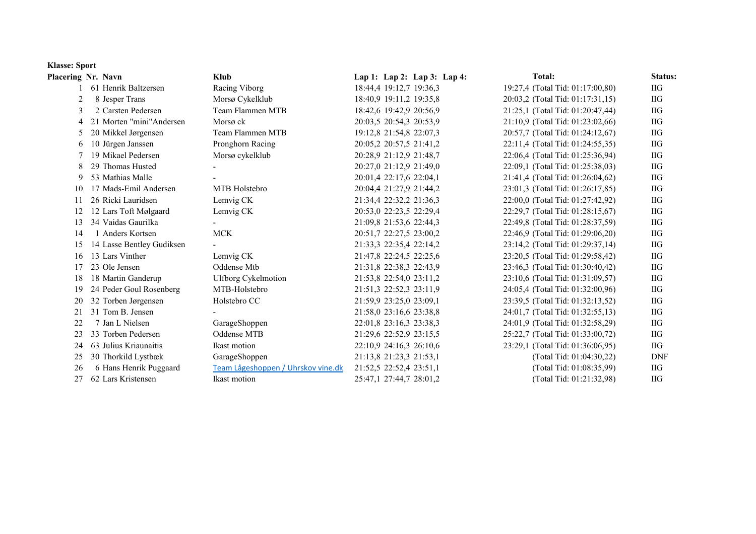**Klasse: Sport**

| Placering | Nr. | Navn | Klub | Lap 1: | Lap 2: | Lap 3: | Lap 4: | Total: | Status: |
|---|---|---|---|---|---|---|---|---|---|
| 1 | 61 | Henrik Baltzersen | Racing Viborg | 18:44,4 | 19:12,7 | 19:36,3 | 19:27,4 | (Total Tid: 01:17:00,80) | IIG |
| 2 | 8 | Jesper Trans | Morsø Cykelklub | 18:40,9 | 19:11,2 | 19:35,8 | 20:03,2 | (Total Tid: 01:17:31,15) | IIG |
| 3 | 2 | Carsten Pedersen | Team Flammen MTB | 18:42,6 | 19:42,9 | 20:56,9 | 21:25,1 | (Total Tid: 01:20:47,44) | IIG |
| 4 | 21 | Morten "mini"Andersen | Morsø ck | 20:03,5 | 20:54,3 | 20:53,9 | 21:10,9 | (Total Tid: 01:23:02,66) | IIG |
| 5 | 20 | Mikkel Jørgensen | Team Flammen MTB | 19:12,8 | 21:54,8 | 22:07,3 | 20:57,7 | (Total Tid: 01:24:12,67) | IIG |
| 6 | 10 | Jürgen Janssen | Pronghorn Racing | 20:05,2 | 20:57,5 | 21:41,2 | 22:11,4 | (Total Tid: 01:24:55,35) | IIG |
| 7 | 19 | Mikael Pedersen | Morsø cykelklub | 20:28,9 | 21:12,9 | 21:48,7 | 22:06,4 | (Total Tid: 01:25:36,94) | IIG |
| 8 | 29 | Thomas Husted | - | 20:27,0 | 21:12,9 | 21:49,0 | 22:09,1 | (Total Tid: 01:25:38,03) | IIG |
| 9 | 53 | Mathias Malle | - | 20:01,4 | 22:17,6 | 22:04,1 | 21:41,4 | (Total Tid: 01:26:04,62) | IIG |
| 10 | 17 | Mads-Emil Andersen | MTB Holstebro | 20:04,4 | 21:27,9 | 21:44,2 | 23:01,3 | (Total Tid: 01:26:17,85) | IIG |
| 11 | 26 | Ricki Lauridsen | Lemvig CK | 21:34,4 | 22:32,2 | 21:36,3 | 22:00,0 | (Total Tid: 01:27:42,92) | IIG |
| 12 | 12 | Lars Toft Mølgaard | Lemvig CK | 20:53,0 | 22:23,5 | 22:29,4 | 22:29,7 | (Total Tid: 01:28:15,67) | IIG |
| 13 | 34 | Vaidas Gaurilka | - | 21:09,8 | 21:53,6 | 22:44,3 | 22:49,8 | (Total Tid: 01:28:37,59) | IIG |
| 14 | 1 | Anders Kortsen | MCK | 20:51,7 | 22:27,5 | 23:00,2 | 22:46,9 | (Total Tid: 01:29:06,20) | IIG |
| 15 | 14 | Lasse Bentley Gudiksen | - | 21:33,3 | 22:35,4 | 22:14,2 | 23:14,2 | (Total Tid: 01:29:37,14) | IIG |
| 16 | 13 | Lars Vinther | Lemvig CK | 21:47,8 | 22:24,5 | 22:25,6 | 23:20,5 | (Total Tid: 01:29:58,42) | IIG |
| 17 | 23 | Ole Jensen | Oddense Mtb | 21:31,8 | 22:38,3 | 22:43,9 | 23:46,3 | (Total Tid: 01:30:40,42) | IIG |
| 18 | 18 | Martin Ganderup | Ulfborg Cykelmotion | 21:53,8 | 22:54,0 | 23:11,2 | 23:10,6 | (Total Tid: 01:31:09,57) | IIG |
| 19 | 24 | Peder Goul Rosenberg | MTB-Holstebro | 21:51,3 | 22:52,3 | 23:11,9 | 24:05,4 | (Total Tid: 01:32:00,96) | IIG |
| 20 | 32 | Torben Jørgensen | Holstebro CC | 21:59,9 | 23:25,0 | 23:09,1 | 23:39,5 | (Total Tid: 01:32:13,52) | IIG |
| 21 | 31 | Tom B. Jensen | - | 21:58,0 | 23:16,6 | 23:38,8 | 24:01,7 | (Total Tid: 01:32:55,13) | IIG |
| 22 | 7 | Jan L Nielsen | GarageShoppen | 22:01,8 | 23:16,3 | 23:38,3 | 24:01,9 | (Total Tid: 01:32:58,29) | IIG |
| 23 | 33 | Torben Pedersen | Oddense MTB | 21:29,6 | 22:52,9 | 23:15,5 | 25:22,7 | (Total Tid: 01:33:00,72) | IIG |
| 24 | 63 | Julius Kriaunaitis | Ikast motion | 22:10,9 | 24:16,3 | 26:10,6 | 23:29,1 | (Total Tid: 01:36:06,95) | IIG |
| 25 | 30 | Thorkild Lystbæk | GarageShoppen | 21:13,8 | 21:23,3 | 21:53,1 | | (Total Tid: 01:04:30,22) | DNF |
| 26 | 6 | Hans Henrik Puggaard | Team Lågeshoppen / Uhrskov vine.dk | 21:52,5 | 22:52,4 | 23:51,1 | | (Total Tid: 01:08:35,99) | IIG |
| 27 | 62 | Lars Kristensen | Ikast motion | 25:47,1 | 27:44,7 | 28:01,2 | | (Total Tid: 01:21:32,98) | IIG |